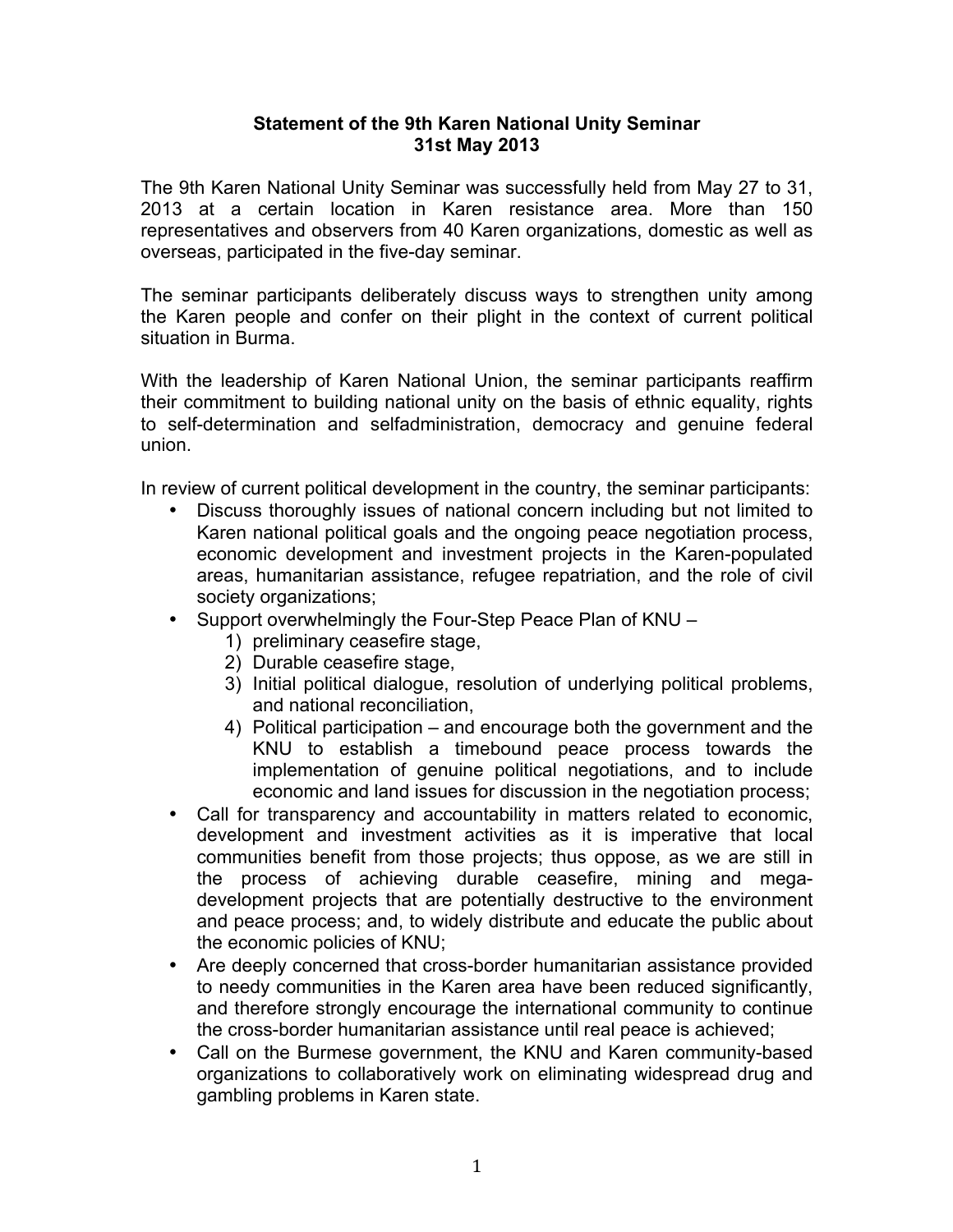**Statement of the 9th Karen National Unity Seminar**
**31st May 2013**

The 9th Karen National Unity Seminar was successfully held from May 27 to 31, 2013 at a certain location in Karen resistance area. More than 150 representatives and observers from 40 Karen organizations, domestic as well as overseas, participated in the five-day seminar.

The seminar participants deliberately discuss ways to strengthen unity among the Karen people and confer on their plight in the context of current political situation in Burma.

With the leadership of Karen National Union, the seminar participants reaffirm their commitment to building national unity on the basis of ethnic equality, rights to self-determination and selfadministration, democracy and genuine federal union.

In review of current political development in the country, the seminar participants:

- Discuss thoroughly issues of national concern including but not limited to Karen national political goals and the ongoing peace negotiation process, economic development and investment projects in the Karen-populated areas, humanitarian assistance, refugee repatriation, and the role of civil society organizations;
- Support overwhelmingly the Four-Step Peace Plan of KNU –
    1) preliminary ceasefire stage,
    2) Durable ceasefire stage,
    3) Initial political dialogue, resolution of underlying political problems, and national reconciliation,
    4) Political participation – and encourage both the government and the KNU to establish a timebound peace process towards the implementation of genuine political negotiations, and to include economic and land issues for discussion in the negotiation process;
- Call for transparency and accountability in matters related to economic, development and investment activities as it is imperative that local communities benefit from those projects; thus oppose, as we are still in the process of achieving durable ceasefire, mining and mega-development projects that are potentially destructive to the environment and peace process; and, to widely distribute and educate the public about the economic policies of KNU;
- Are deeply concerned that cross-border humanitarian assistance provided to needy communities in the Karen area have been reduced significantly, and therefore strongly encourage the international community to continue the cross-border humanitarian assistance until real peace is achieved;
- Call on the Burmese government, the KNU and Karen community-based organizations to collaboratively work on eliminating widespread drug and gambling problems in Karen state.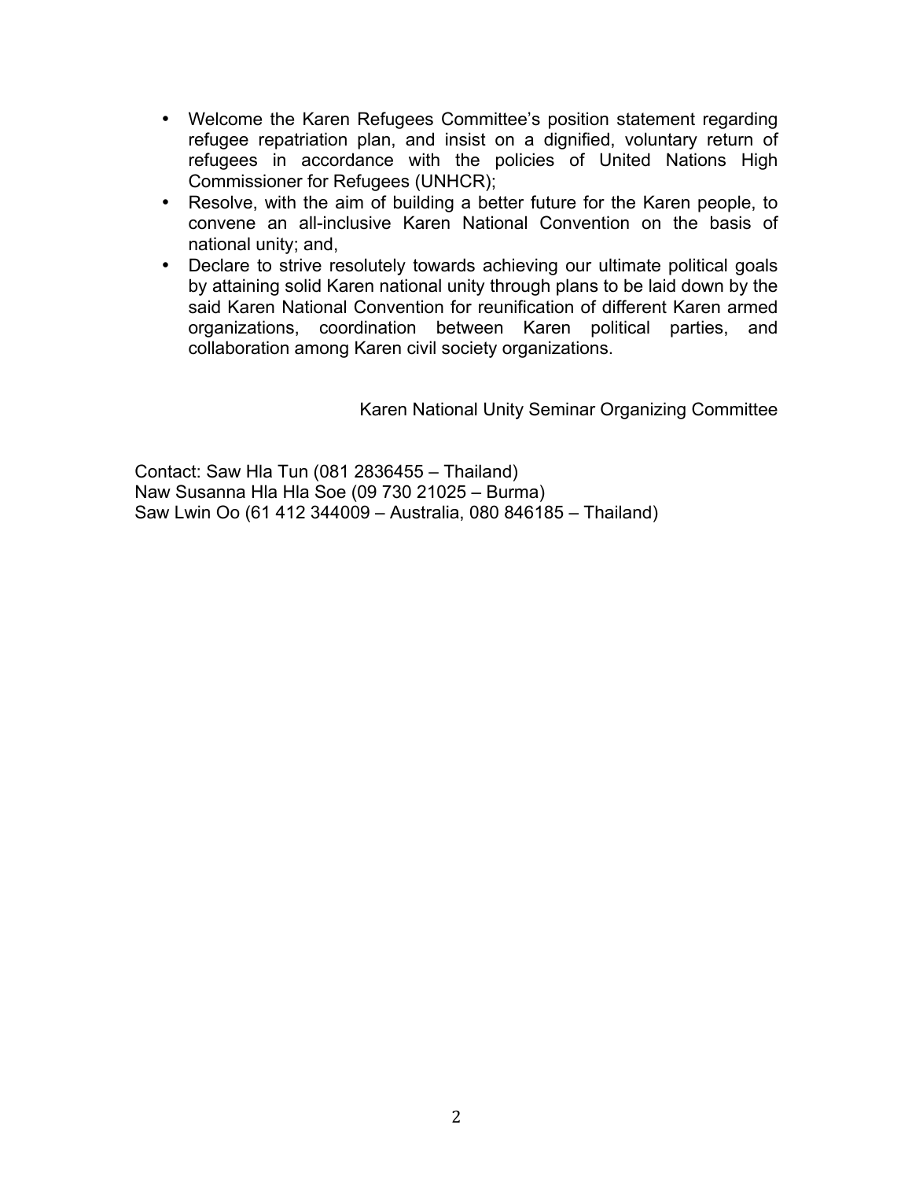- Welcome the Karen Refugees Committee's position statement regarding refugee repatriation plan, and insist on a dignified, voluntary return of refugees in accordance with the policies of United Nations High Commissioner for Refugees (UNHCR);
- Resolve, with the aim of building a better future for the Karen people, to convene an all-inclusive Karen National Convention on the basis of national unity; and,
- Declare to strive resolutely towards achieving our ultimate political goals by attaining solid Karen national unity through plans to be laid down by the said Karen National Convention for reunification of different Karen armed organizations, coordination between Karen political parties, and collaboration among Karen civil society organizations.

Karen National Unity Seminar Organizing Committee

Contact: Saw Hla Tun (081 2836455 – Thailand)
Naw Susanna Hla Hla Soe (09 730 21025 – Burma)
Saw Lwin Oo (61 412 344009 – Australia, 080 846185 – Thailand)